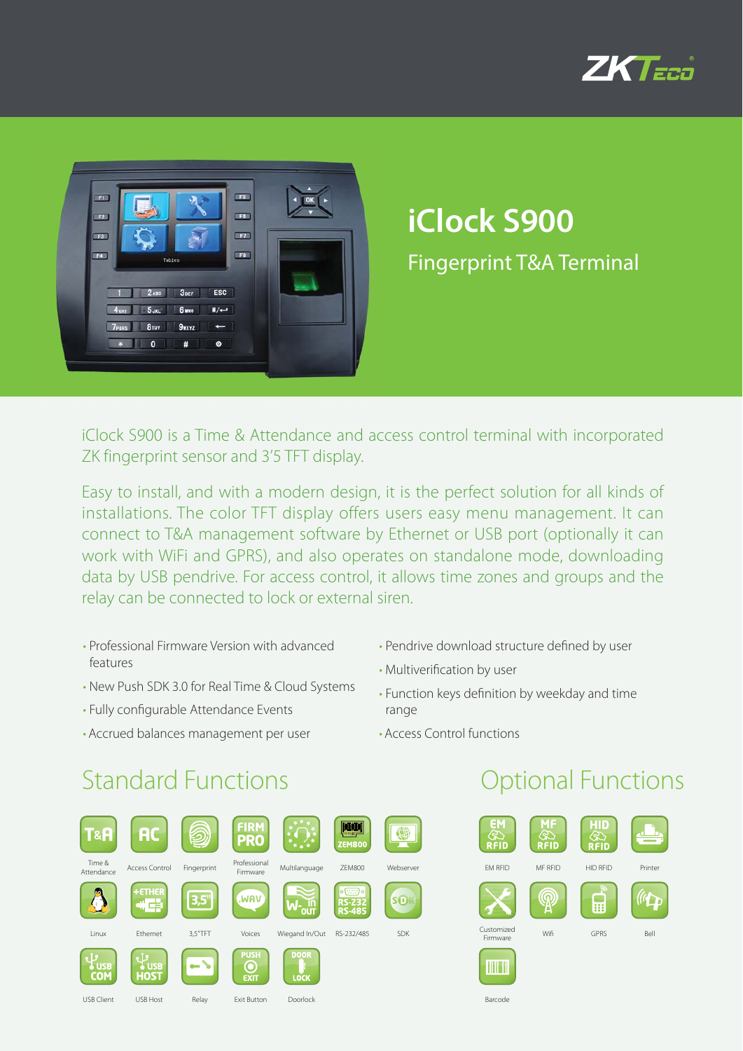ZKTeco

# iClock S900

## Fingerprint T&A Terminal

iClock S900 is a Time & Attendance and access control terminal with incorporated ZK fingerprint sensor and 3'5 TFT display.

Easy to install, and with a modern design, it is the perfect solution for all kinds of installations. The color TFT display offers users easy menu management. It can connect to T&A management software by Ethernet or USB port (optionally it can work with WiFi and GPRS), and also operates on standalone mode, downloading data by USB pendrive. For access control, it allows time zones and groups and the relay can be connected to lock or external siren.

- Professional Firmware Version with advanced features
- New Push SDK 3.0 for Real Time & Cloud Systems
- Fully configurable Attendance Events
- Accrued balances management per user
- Pendrive download structure defined by user
- Multiverification by user
- Function keys definition by weekday and time range
- Access Control functions

## Standard Functions

- Time & Attendance
- Access Control
- Fingerprint
- Professional Firmware
- Multilanguage
- ZEM800
- Webserver
- Linux
- Ethernet
- 3,5"TFT
- Voices
- Wiegand In/Out
- RS-232/485
- SDK
- USB Client
- USB Host
- Relay
- Exit Button
- Doorlock

## Optional Functions

- EM RFID
- MF RFID
- HID RFID
- Printer
- Customized Firmware
- Wifi
- GPRS
- Bell
- Barcode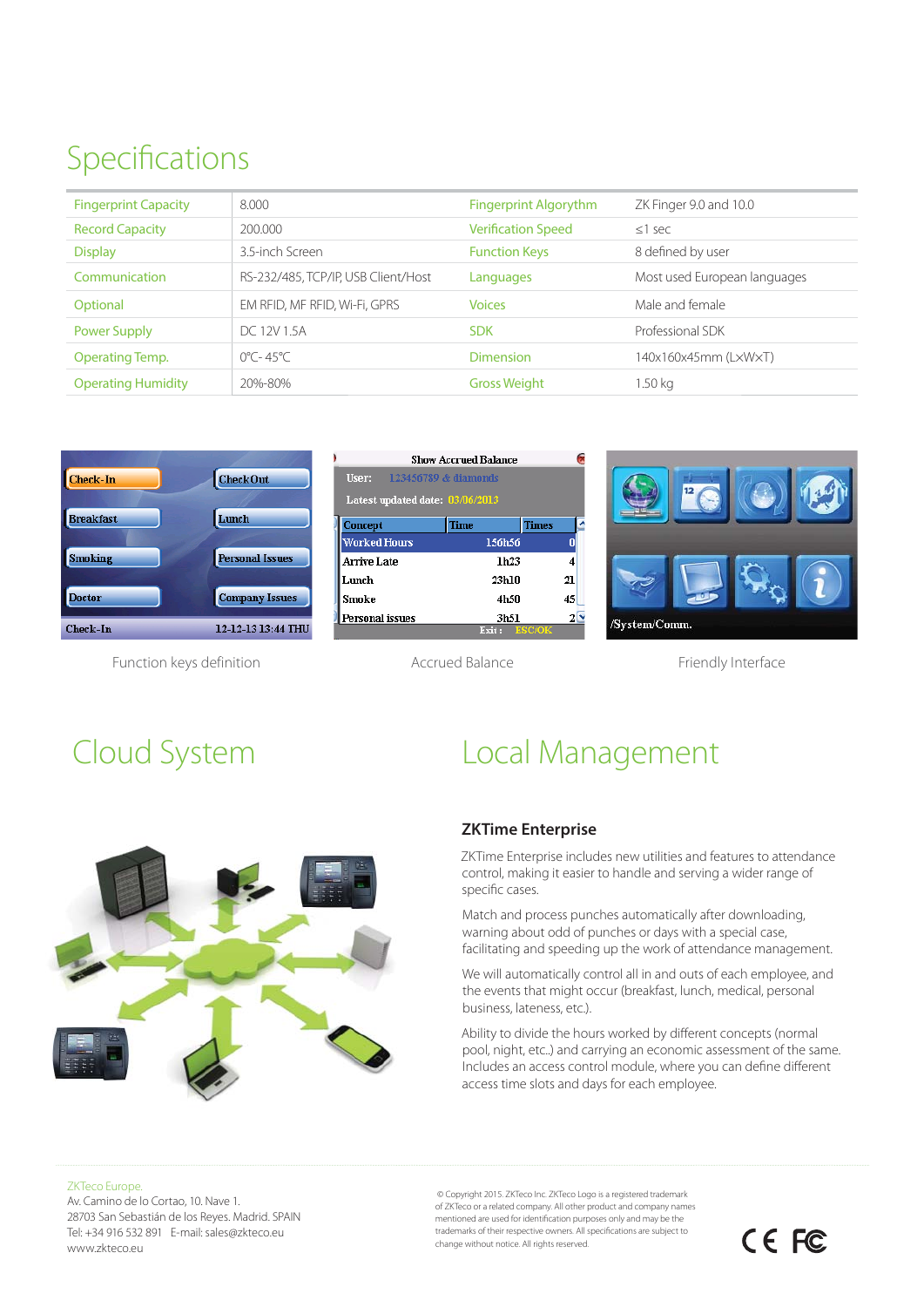# Specifications

| | | | |
|---|---|---|---|
| Fingerprint Capacity | 8.000 | Fingerprint Algorythm | ZK Finger 9.0 and 10.0 |
| Record Capacity | 200.000 | Verification Speed | ≤1 sec |
| Display | 3.5-inch Screen | Function Keys | 8 defined by user |
| Communication | RS-232/485, TCP/IP, USB Client/Host | Languages | Most used European languages |
| Optional | EM RFID, MF RFID, Wi-Fi, GPRS | Voices | Male and female |
| Power Supply | DC 12V 1.5A | SDK | Professional SDK |
| Operating Temp. | 0°C- 45°C | Dimension | 140x160x45mm (LxWxT) |
| Operating Humidity | 20%-80% | Gross Weight | 1.50 kg |

Function keys definition

Accrued Balance

Friendly Interface

# Cloud System

# Local Management

### ZKTime Enterprise

ZKTime Enterprise includes new utilities and features to attendance control, making it easier to handle and serving a wider range of specific cases.

Match and process punches automatically after downloading, warning about odd of punches or days with a special case, facilitating and speeding up the work of attendance management.

We will automatically control all in and outs of each employee, and the events that might occur (breakfast, lunch, medical, personal business, lateness, etc.).

Ability to divide the hours worked by different concepts (normal pool, night, etc..) and carrying an economic assessment of the same. Includes an access control module, where you can define different access time slots and days for each employee.

ZKTeco Europe.
Av. Camino de lo Cortao, 10. Nave 1.
28703 San Sebastián de los Reyes. Madrid. SPAIN
Tel: +34 916 532 891 E-mail: sales@zkteco.eu
www.zkteco.eu

© Copyright 2015. ZKTeco Inc. ZKTeco Logo is a registered trademark of ZKTeco or a related company. All other product and company names mentioned are used for identification purposes only and may be the trademarks of their respective owners. All specifications are subject to change without notice. All rights reserved.